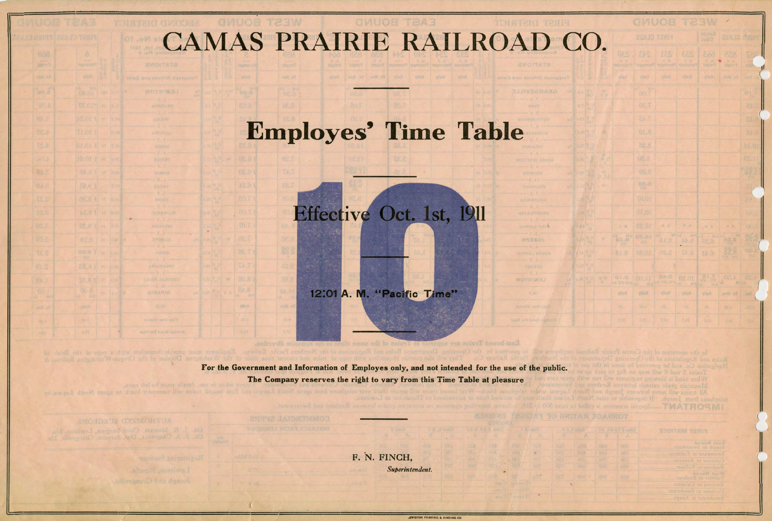# CAMAS PRAIRIE RAILROAD CO.

## Employes' Time Table

**10**

### Effective Oct. 1st, 1911

### 12:01 A. M. "Pacific Time"

**For the Government and Information of Employes only, and not intended for the use of the public.**

**The Company reserves the right to vary from this Time Table at pleasure**

F. N. FINCH,

*Superintendent.*

LEWISTON PRINTING & BINDING CO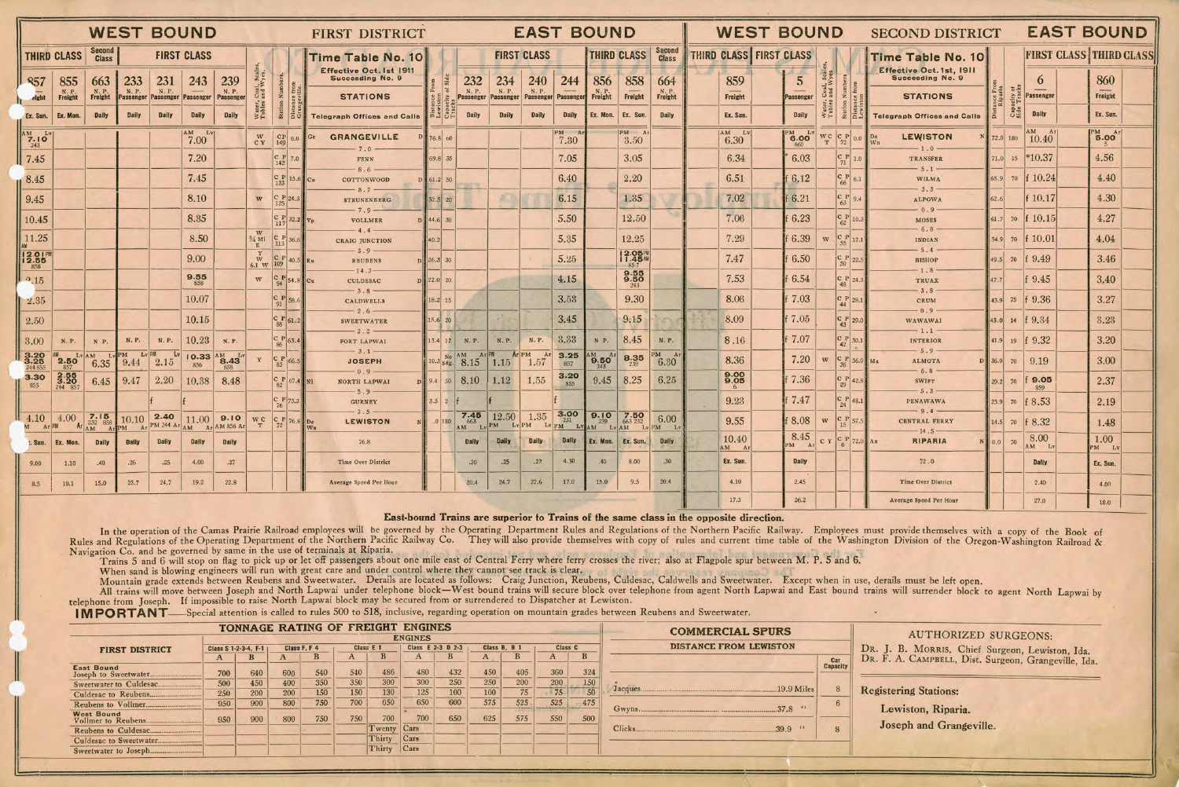# FIRST DISTRICT

**Time Table No. 10**
Effective Oct. 1st, 1911
Succeeding No. 9

| WEST BOUND — THIRD CLASS 857 Freight | THIRD CLASS 855 N. P. Freight | Second Class 663 N. P. Freight | FIRST CLASS 233 N. P. Passenger | FIRST CLASS 231 N. P. Passenger | FIRST CLASS 243 Passenger | FIRST CLASS 239 N. P. Passenger | Water, Coal, Scales, Tables and Wyes | Station Numbers | Distance from Grangeville | STATIONS — Telegraph Offices and Calls | Distance From Lewiston | Capacity of Side Tracks | EAST BOUND — FIRST CLASS 232 N. P. Passenger | FIRST CLASS 234 N. P. Passenger | FIRST CLASS 240 N. P. Passenger | FIRST CLASS 244 Passenger | THIRD CLASS 856 N. P. Freight | THIRD CLASS 858 Freight | Second Class 664 N. P. Freight |
|---|---|---|---|---|---|---|---|---|---|---|---|---|---|---|---|---|---|---|---|
| Ex. Sun. | Ex. Mon. | Daily | Daily | Daily | Daily | Daily | | | | | | | Daily | Daily | Daily | Daily | Ex. Mon. | Ex. Sun. | Daily |
| AM Lv 7.10 243 | | | | | AM Lv 7.00 | | W C Y | C P 149 | 0.0 | Ge GRANGEVILLE D | 76.8 | 60 | | | | PM Ar 7.30 | | PM Ar 3.50 | |
| 7.45 | | | | | 7.20 | | | C P 142 | 7.0 | — 7.0 — FENN | 69.8 | 35 | | | | 7.05 | | 3.05 | |
| 8.45 | | | | | 7.45 | | | C P 133 | 15.6 | — 8.6 — Co COTTONWOOD D | 61.2 | 50 | | | | 6.40 | | 2.20 | |
| 9.45 | | | | | 8.10 | | W | C P 125 | 24.3 | — 8.7 — STUNENBERG | 52.5 | 20 | | | | 6.15 | | 1.35 | |
| 10.45 | | | | | 8.35 | | | C P 117 | 32.2 | — 7.9 — Vo VOLLMER D | 44.6 | 30 | | | | 5.50 | | 12.50 | |
| 11.25 AM | | | | | 8.50 | | W 3/4 Mi E | C P 113 | 36.6 | — 4.4 — CRAIG JUNCTION | 40.2 | | | | | 5.35 | | 12.25 | |
| 12.01 PM 12.55 858 | | | | | 9.00 | | Y W 6.1 W | C P 109 | 40.5 | — 3.9 — Ru REUBENS D | 36.3 | 30 | | | | 5.25 | | 12.05 PM 11.45 AM 857 | |
| 2.15 | | | | | 9.55 858 | | W | C P 94 | 54.8 | — 14.3 — Cu CULDESAC D | 22.0 | 20 | | | | 4.15 | | 9.55 9.50 243 | |
| 2.35 | | | | | 10.07 | | | C P 91 | 58.6 | — 3.8 — CALDWELLS | 18.2 | 15 | | | | 3.53 | | 9.30 | |
| 2.50 | | | | | 10.15 | | | C P 88 | 61.2 | — 2.6 — SWEETWATER | 15.6 | 20 | | | | 3.45 | | 9.15 | |
| 3.00 | N. P. | N. P. | N. P. | N. P. | 10.23 | N. P. | | C P 86 | 63.4 | — 2.2 — FORT LAPWAI | 13.4 | 12 | N. P. | N. P. | N. P. | 3.33 | N. P. | 8.45 | N. P. |
| AM 3.20 3.26 244 855 | AM Lv 2.50 857 | AM Lv 6.35 | PM Lv 9.44 | PM Lv 2.15 | AM Lv 10.33 856 | AM Lv 8.43 858 | Y | C P 83 | 66.5 | — 3.1 — JOSEPH | 10.3 | No Sdg. | AM Ar 8.15 | PM Ar 1.15 | PM Ar 1.57 | 3.25 857 | AM Lv 9.50 243 | 8.35 239 | PM Ar 6.30 |
| 3.30 855 | 2.55 3.20 244 857 | 6.45 | 9.47 | 2.20 | 10.38 | 8.48 | | C P 82 | 67.4 | — 0.9 — Ni NORTH LAPWAI D | 9.4 | 50 | 8.10 | 1.12 | 1.55 | 3.20 855 | 9.45 | 8.25 | 6.25 |
| | | | | f | f | | | C P 76 | 73.3 | — 5.9 — GURNEY | 3.5 | 2 | f | f | | f | | | |
| 4.10 M Ar | 4.00 PM Ar | 7.15 232 858 AM Ar | 10.10 PM Ar | 2.40 PM 244 Ar | 11.00 AM Ar | 9.10 AM 856 Ar | W C T | C P 72 | 76.8 | — 3.5 — De Wn LEWISTON N | .0 | 180 | 7.45 663 AM Lv | 12.50 PM Lv | 1.35 PM Lv | 3.00 251 PM Lv | 9.10 239 AM Lv | 7.50 663 232 AM Lv | 6.00 PM Lv |
| Ex. Sun. | Ex. Mon. | Daily | Daily | Daily | Daily | Daily | | | | 76.8 | | | Daily | Daily | Daily | Daily | Ex. Mon. | Ex. Sun. | Daily |
| 9.00 | 1.10 | .40 | .26 | .25 | 4.00 | .27 | | | | Time Over District | | | .30 | .25 | .22 | 4.30 | .40 | 8.00 | .30 |
| 8.5 | 10.1 | 15.0 | 23.7 | 24.7 | 19.2 | 22.8 | | | | Average Speed Per Hour | | | 20.4 | 24.7 | 27.6 | 17.0 | 15.0 | 9.5 | 20.4 |

# SECOND DISTRICT

**Time Table No. 10**
Effective Oct. 1st, 1911
Succeeding No. 9

| WEST BOUND — THIRD CLASS 859 Freight | FIRST CLASS 5 Passenger | Water, Coal, Scales, Tables and Wyes | Station Numbers | Distance from Lewiston | STATIONS — Telegraph Offices and Calls | Distance From Riparia | Capacity of Side Tracks | EAST BOUND — FIRST CLASS 6 Passenger | THIRD CLASS 860 Freight |
|---|---|---|---|---|---|---|---|---|---|
| Ex. Sun. | Daily | | | | | | | Daily | Ex. Sun. |
| AM Lv 6.30 | PM Lv 6.00 860 | W C T | C P 72 | 0.0 | De Wn LEWISTON N | 72.0 | 180 | AM Ar 10.40 | PM Ar 5.00 5 |
| 6.34 | * 6.03 | | C P 71 | 1.0 | — 1.0 — TRANSFER | 71.0 | 15 | *10.37 | 4.56 |
| 6.51 | f 6.12 | | C P 66 | 6.1 | — 5.1 — WILMA | 65.9 | 70 | f 10.24 | 4.40 |
| 7.02 | f 6.21 | | C P 63 | 9.4 | — 3.3 — ALPOWA | 62.6 | | f 10.17 | 4.30 |
| 7.06 | f 6.23 | | C P 62 | 10.3 | — 0.9 — MOSES | 61.7 | 70 | f 10.15 | 4.27 |
| 7.29 | f 6.39 | W | C P 55 | 17.1 | — 6.8 — INDIAN | 54.9 | 70 | f 10.01 | 4.04 |
| 7.47 | f 6.50 | | C P 50 | 22.5 | — 5.4 — BISHOP | 49.5 | 70 | f 9.49 | 3.46 |
| 7.53 | f 6.54 | | C P 48 | 24.3 | — 1.8 — TRUAX | 47.7 | | f 9.45 | 3.40 |
| 8.06 | f 7.03 | | C P 44 | 28.1 | — 3.8 — CRUM | 43.9 | 75 | f 9.36 | 3.27 |
| 8.09 | f 7.05 | | C P 43 | 29.0 | — 0.9 — WAWAWAI | 43.0 | 14 | f 9.34 | 3.23 |
| 8.16 | f 7.07 | | C P 42 | 30.1 | — 1.1 — INTERIOR | 41.9 | 19 | f 9.32 | 3.20 |
| 8.36 | 7.20 | W | C P 36 | 36.0 | — 5.9 — Ma ALMOTA D | 36.0 | 70 | 9.19 | 3.00 |
| 9.00 9.05 6 | f 7.36 | | C P 29 | 42.8 | — 6.8 — SWIFT | 29.2 | 70 | f 9.05 859 | 2.37 |
| 9.23 | f 7.47 | | C P 24 | 48.1 | — 5.3 — PENAWAWA | 23.9 | 70 | f 8.53 | 2.19 |
| 9.55 | f 8.08 | W | C P 15 | 57.5 | — 9.4 — CENTRAL FERRY | 14.5 | 70 | f 8.32 | 1.48 |
| 10.40 AM Ar | 8.45 PM Ar | C Y | C P 0 | 72.0 | — 14.5 — Ax RIPARIA N | 0.0 | 70 | 8.00 AM Lv | 1.00 PM Lv |
| Ex. Sun. | Daily | | | | 72.0 | | | Daily | Ex. Sun. |
| 4.10 | 2.45 | | | | Time Over District | | | 2.40 | 4.00 |
| 17.3 | 26.2 | | | | Average Speed Per Hour | | | 27.0 | 18.0 |

**East-bound Trains are superior to Trains of the same class in the opposite direction.**

In the operation of the Camas Prairie Railroad employees will be governed by the Operating Department Rules and Regulations of the Northern Pacific Railway. Employees must provide themselves with a copy of the Book of Rules and Regulations of the Operating Department of the Northern Pacific Railway Co. They will also provide themselves with copy of rules and current time table of the Washington Division of the Oregon-Washington Railroad & Navigation Co. and be governed by same in the use of terminals at Riparia.

Trains 5 and 6 will stop on flag to pick up or let off passengers about one mile east of Central Ferry where ferry crosses the river; also at Flagpole spur between M. P. 5 and 6.

When sand is blowing engineers will run with great care and under control where they cannot see track is clear.

Mountain grade extends between Reubens and Sweetwater. Derails are located as follows: Craig Junction, Reubens, Culdesac, Caldwells and Sweetwater. Except when in use, derails must be left open.

All trains will move between Joseph and North Lapwai under telephone block—West bound trains will secure block over telephone from agent North Lapwai and East bound trains will surrender block to agent North Lapwai by telephone from Joseph. If impossible to raise North Lapwai block may be secured from or surrendered to Dispatcher at Lewiston.

**IMPORTANT**—Special attention is called to rules 500 to 518, inclusive, regarding operation on mountain grades between Reubens and Sweetwater.

## TONNAGE RATING OF FREIGHT ENGINES

| FIRST DISTRICT | Class S 1-2-3-4, F-1 | | Class F, F 4 | | Class E 1 | | Class E 2-3 D 2-3 | | Class B, B 1 | | Class C | |
|---|---|---|---|---|---|---|---|---|---|---|---|---|
| | A | B | A | B | A | B | A | B | A | B | A | B |
| **East Bound** Joseph to Sweetwater | 700 | 640 | 600 | 540 | 540 | 486 | 480 | 432 | 450 | 405 | 360 | 324 |
| Sweetwater to Culdesac | 500 | 450 | 400 | 350 | 350 | 300 | 300 | 250 | 250 | 200 | 200 | 150 |
| Culdesac to Reubens | 250 | 200 | 200 | 150 | 150 | 130 | 125 | 100 | 100 | 75 | 75 | 50 |
| Reubens to Vollmer | 950 | 900 | 800 | 750 | 700 | 650 | 650 | 600 | 575 | 525 | 525 | 475 |
| **West Bound** Vollmer to Reubens | 950 | 900 | 800 | 750 | 750 | 700 | 700 | 650 | 625 | 575 | 550 | 500 |
| Reubens to Culdesac | | | | | | Twenty | Cars | | | | | |
| Culdesac to Sweetwater | | | | | | Thirty | Cars | | | | | |
| Sweetwater to Joseph | | | | | | Thirty | Cars | | | | | |

## COMMERCIAL SPURS

| DISTANCE FROM LEWISTON | | Car Capacity |
|---|---|---|
| Jacques | 19.9 Miles | 8 |
| Gwyns | 37.8 " | 6 |
| Clicks | 39.9 " | 8 |

## AUTHORIZED SURGEONS:

Dr. J. B. Morris, Chief Surgeon, Lewiston, Ida.
Dr. F. A. Campbell, Dist. Surgeon, Grangeville, Ida.

**Registering Stations:**

Lewiston, Riparia.
Joseph and Grangeville.